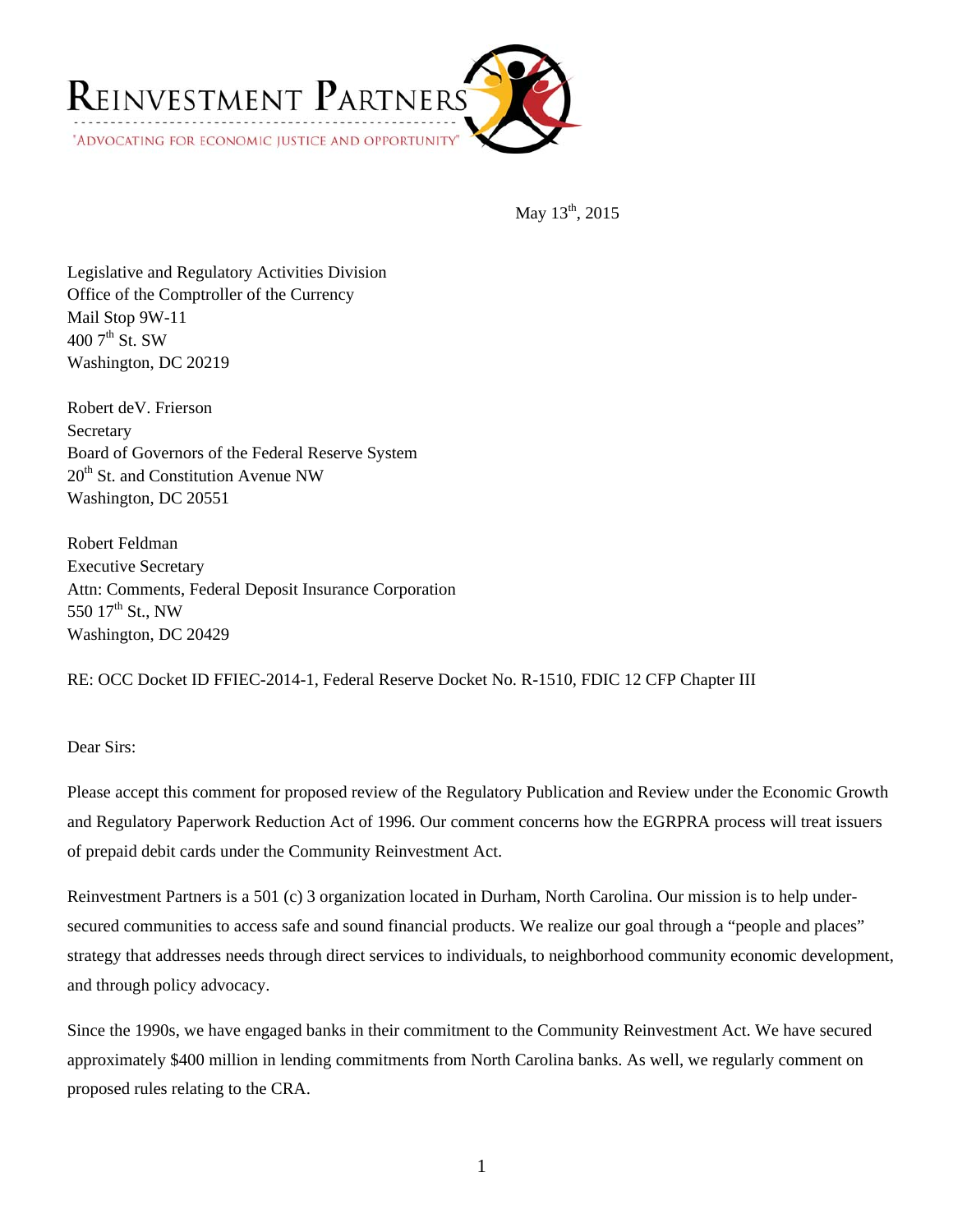REINVESTMENT PARTNERS

"ADVOCATING FOR ECONOMIC JUSTICE AND OPPORTUNITY"

May 13th, 2015

Legislative and Regulatory Activities Division
Office of the Comptroller of the Currency
Mail Stop 9W-11
400 7th St. SW
Washington, DC 20219

Robert deV. Frierson
Secretary
Board of Governors of the Federal Reserve System
20th St. and Constitution Avenue NW
Washington, DC 20551

Robert Feldman
Executive Secretary
Attn: Comments, Federal Deposit Insurance Corporation
550 17th St., NW
Washington, DC 20429

RE: OCC Docket ID FFIEC-2014-1, Federal Reserve Docket No. R-1510, FDIC 12 CFP Chapter III

Dear Sirs:

Please accept this comment for proposed review of the Regulatory Publication and Review under the Economic Growth and Regulatory Paperwork Reduction Act of 1996. Our comment concerns how the EGRPRA process will treat issuers of prepaid debit cards under the Community Reinvestment Act.

Reinvestment Partners is a 501 (c) 3 organization located in Durham, North Carolina. Our mission is to help under-secured communities to access safe and sound financial products. We realize our goal through a "people and places" strategy that addresses needs through direct services to individuals, to neighborhood community economic development, and through policy advocacy.

Since the 1990s, we have engaged banks in their commitment to the Community Reinvestment Act. We have secured approximately $400 million in lending commitments from North Carolina banks. As well, we regularly comment on proposed rules relating to the CRA.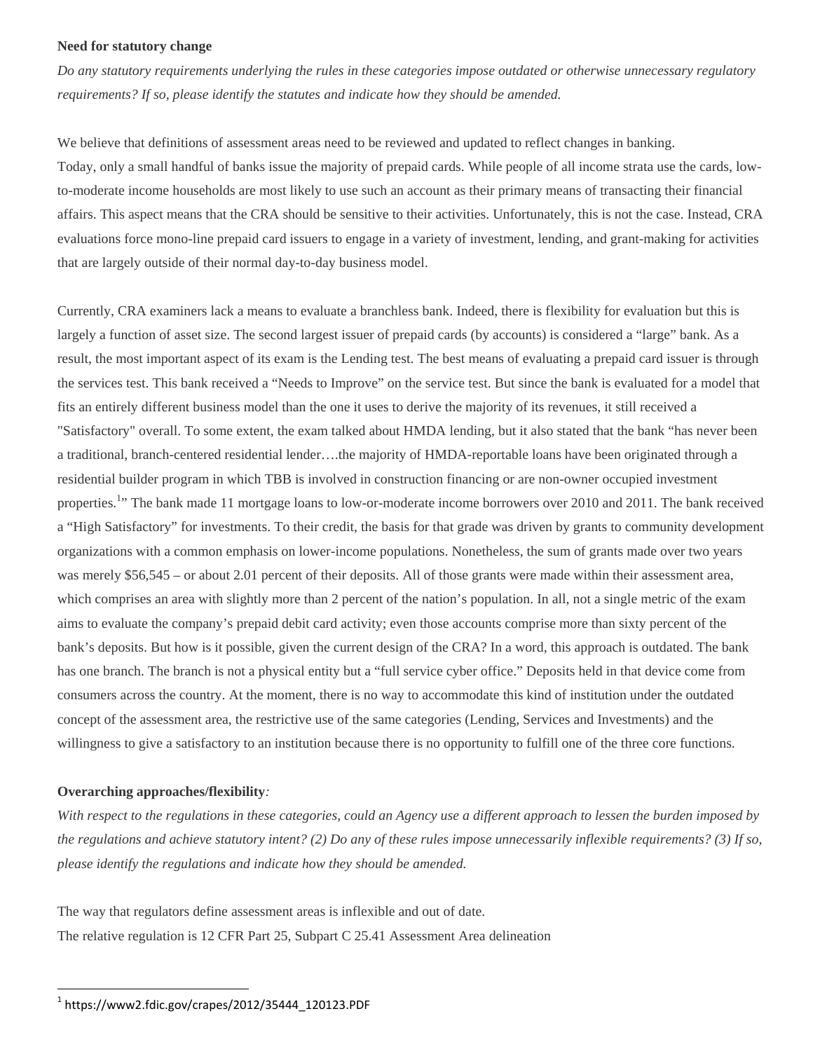**Need for statutory change**

*Do any statutory requirements underlying the rules in these categories impose outdated or otherwise unnecessary regulatory requirements? If so, please identify the statutes and indicate how they should be amended.*

We believe that definitions of assessment areas need to be reviewed and updated to reflect changes in banking. Today, only a small handful of banks issue the majority of prepaid cards. While people of all income strata use the cards, low-to-moderate income households are most likely to use such an account as their primary means of transacting their financial affairs. This aspect means that the CRA should be sensitive to their activities. Unfortunately, this is not the case. Instead, CRA evaluations force mono-line prepaid card issuers to engage in a variety of investment, lending, and grant-making for activities that are largely outside of their normal day-to-day business model.

Currently, CRA examiners lack a means to evaluate a branchless bank. Indeed, there is flexibility for evaluation but this is largely a function of asset size. The second largest issuer of prepaid cards (by accounts) is considered a "large" bank. As a result, the most important aspect of its exam is the Lending test. The best means of evaluating a prepaid card issuer is through the services test. This bank received a "Needs to Improve" on the service test. But since the bank is evaluated for a model that fits an entirely different business model than the one it uses to derive the majority of its revenues, it still received a "Satisfactory" overall. To some extent, the exam talked about HMDA lending, but it also stated that the bank "has never been a traditional, branch-centered residential lender….the majority of HMDA-reportable loans have been originated through a residential builder program in which TBB is involved in construction financing or are non-owner occupied investment properties.[1]" The bank made 11 mortgage loans to low-or-moderate income borrowers over 2010 and 2011. The bank received a "High Satisfactory" for investments. To their credit, the basis for that grade was driven by grants to community development organizations with a common emphasis on lower-income populations. Nonetheless, the sum of grants made over two years was merely $56,545 – or about 2.01 percent of their deposits. All of those grants were made within their assessment area, which comprises an area with slightly more than 2 percent of the nation's population. In all, not a single metric of the exam aims to evaluate the company's prepaid debit card activity; even those accounts comprise more than sixty percent of the bank's deposits. But how is it possible, given the current design of the CRA? In a word, this approach is outdated. The bank has one branch. The branch is not a physical entity but a "full service cyber office." Deposits held in that device come from consumers across the country. At the moment, there is no way to accommodate this kind of institution under the outdated concept of the assessment area, the restrictive use of the same categories (Lending, Services and Investments) and the willingness to give a satisfactory to an institution because there is no opportunity to fulfill one of the three core functions.

**Overarching approaches/flexibility***:*

*With respect to the regulations in these categories, could an Agency use a different approach to lessen the burden imposed by the regulations and achieve statutory intent? (2) Do any of these rules impose unnecessarily inflexible requirements? (3) If so, please identify the regulations and indicate how they should be amended.*

The way that regulators define assessment areas is inflexible and out of date.
The relative regulation is 12 CFR Part 25, Subpart C 25.41 Assessment Area delineation

[1] https://www2.fdic.gov/crapes/2012/35444_120123.PDF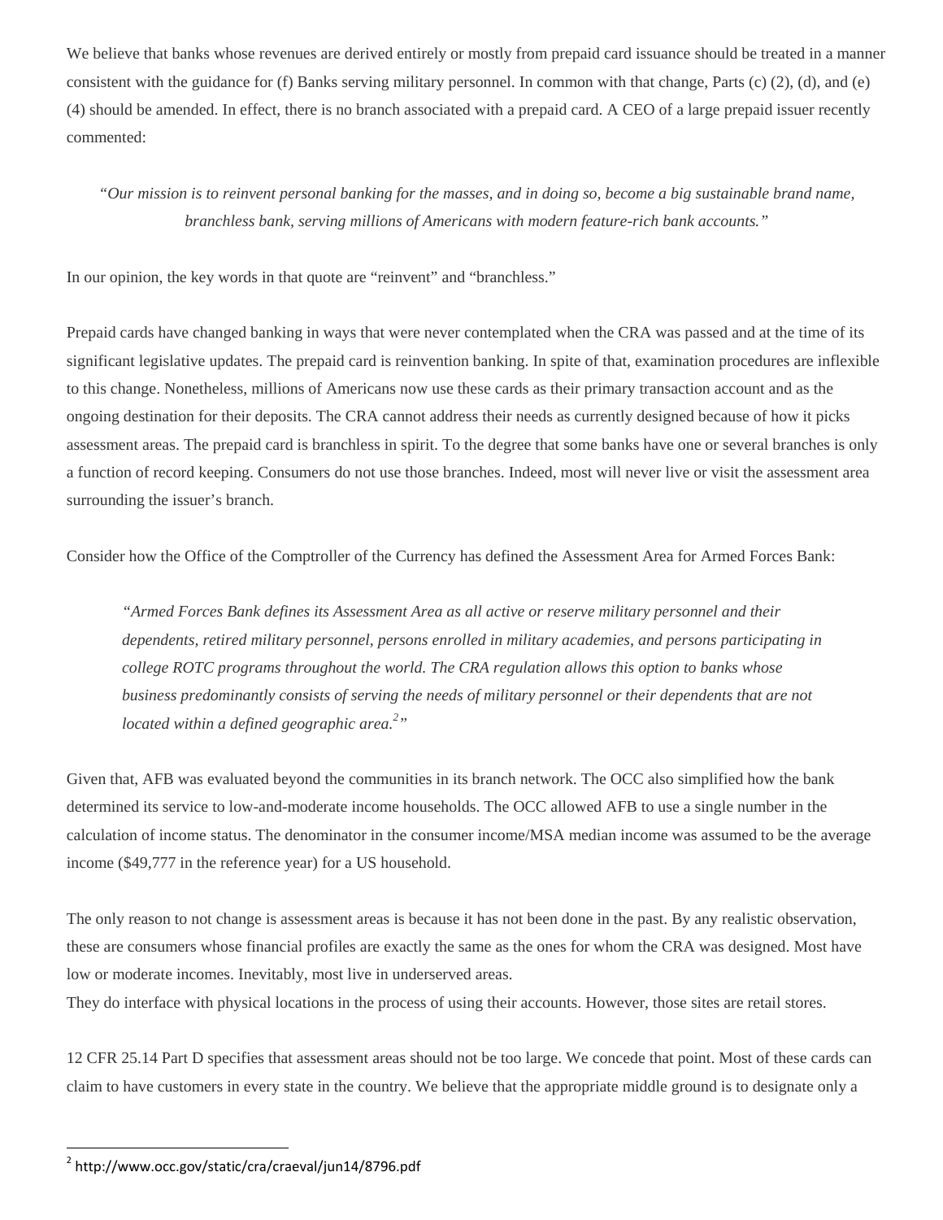We believe that banks whose revenues are derived entirely or mostly from prepaid card issuance should be treated in a manner consistent with the guidance for (f) Banks serving military personnel. In common with that change, Parts (c) (2), (d), and (e) (4) should be amended. In effect, there is no branch associated with a prepaid card. A CEO of a large prepaid issuer recently commented:

> *"Our mission is to reinvent personal banking for the masses, and in doing so, become a big sustainable brand name, branchless bank, serving millions of Americans with modern feature-rich bank accounts."*

In our opinion, the key words in that quote are "reinvent" and "branchless."

Prepaid cards have changed banking in ways that were never contemplated when the CRA was passed and at the time of its significant legislative updates. The prepaid card is reinvention banking. In spite of that, examination procedures are inflexible to this change. Nonetheless, millions of Americans now use these cards as their primary transaction account and as the ongoing destination for their deposits. The CRA cannot address their needs as currently designed because of how it picks assessment areas. The prepaid card is branchless in spirit. To the degree that some banks have one or several branches is only a function of record keeping. Consumers do not use those branches. Indeed, most will never live or visit the assessment area surrounding the issuer's branch.

Consider how the Office of the Comptroller of the Currency has defined the Assessment Area for Armed Forces Bank:

> *"Armed Forces Bank defines its Assessment Area as all active or reserve military personnel and their dependents, retired military personnel, persons enrolled in military academies, and persons participating in college ROTC programs throughout the world. The CRA regulation allows this option to banks whose business predominantly consists of serving the needs of military personnel or their dependents that are not located within a defined geographic area.[2]"*

Given that, AFB was evaluated beyond the communities in its branch network. The OCC also simplified how the bank determined its service to low-and-moderate income households. The OCC allowed AFB to use a single number in the calculation of income status. The denominator in the consumer income/MSA median income was assumed to be the average income ($49,777 in the reference year) for a US household.

The only reason to not change is assessment areas is because it has not been done in the past. By any realistic observation, these are consumers whose financial profiles are exactly the same as the ones for whom the CRA was designed. Most have low or moderate incomes. Inevitably, most live in underserved areas.
They do interface with physical locations in the process of using their accounts. However, those sites are retail stores.

12 CFR 25.14 Part D specifies that assessment areas should not be too large. We concede that point. Most of these cards can claim to have customers in every state in the country. We believe that the appropriate middle ground is to designate only a

---

[2] http://www.occ.gov/static/cra/craeval/jun14/8796.pdf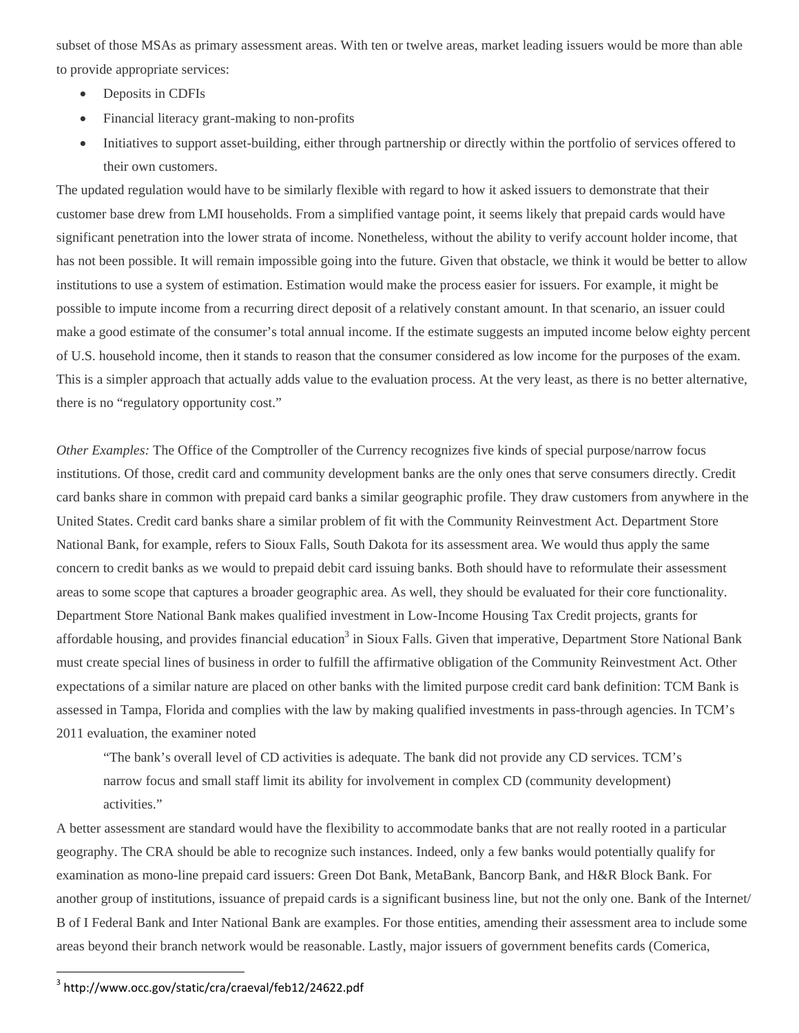subset of those MSAs as primary assessment areas. With ten or twelve areas, market leading issuers would be more than able to provide appropriate services:

- Deposits in CDFIs
- Financial literacy grant-making to non-profits
- Initiatives to support asset-building, either through partnership or directly within the portfolio of services offered to their own customers.

The updated regulation would have to be similarly flexible with regard to how it asked issuers to demonstrate that their customer base drew from LMI households. From a simplified vantage point, it seems likely that prepaid cards would have significant penetration into the lower strata of income. Nonetheless, without the ability to verify account holder income, that has not been possible. It will remain impossible going into the future. Given that obstacle, we think it would be better to allow institutions to use a system of estimation. Estimation would make the process easier for issuers. For example, it might be possible to impute income from a recurring direct deposit of a relatively constant amount. In that scenario, an issuer could make a good estimate of the consumer's total annual income. If the estimate suggests an imputed income below eighty percent of U.S. household income, then it stands to reason that the consumer considered as low income for the purposes of the exam. This is a simpler approach that actually adds value to the evaluation process. At the very least, as there is no better alternative, there is no "regulatory opportunity cost."

*Other Examples:* The Office of the Comptroller of the Currency recognizes five kinds of special purpose/narrow focus institutions. Of those, credit card and community development banks are the only ones that serve consumers directly. Credit card banks share in common with prepaid card banks a similar geographic profile. They draw customers from anywhere in the United States. Credit card banks share a similar problem of fit with the Community Reinvestment Act. Department Store National Bank, for example, refers to Sioux Falls, South Dakota for its assessment area. We would thus apply the same concern to credit banks as we would to prepaid debit card issuing banks. Both should have to reformulate their assessment areas to some scope that captures a broader geographic area. As well, they should be evaluated for their core functionality. Department Store National Bank makes qualified investment in Low-Income Housing Tax Credit projects, grants for affordable housing, and provides financial education[3] in Sioux Falls. Given that imperative, Department Store National Bank must create special lines of business in order to fulfill the affirmative obligation of the Community Reinvestment Act. Other expectations of a similar nature are placed on other banks with the limited purpose credit card bank definition: TCM Bank is assessed in Tampa, Florida and complies with the law by making qualified investments in pass-through agencies. In TCM's 2011 evaluation, the examiner noted

> "The bank's overall level of CD activities is adequate. The bank did not provide any CD services. TCM's narrow focus and small staff limit its ability for involvement in complex CD (community development) activities."

A better assessment are standard would have the flexibility to accommodate banks that are not really rooted in a particular geography. The CRA should be able to recognize such instances. Indeed, only a few banks would potentially qualify for examination as mono-line prepaid card issuers: Green Dot Bank, MetaBank, Bancorp Bank, and H&R Block Bank. For another group of institutions, issuance of prepaid cards is a significant business line, but not the only one. Bank of the Internet/ B of I Federal Bank and Inter National Bank are examples. For those entities, amending their assessment area to include some areas beyond their branch network would be reasonable. Lastly, major issuers of government benefits cards (Comerica,

---

[3] http://www.occ.gov/static/cra/craeval/feb12/24622.pdf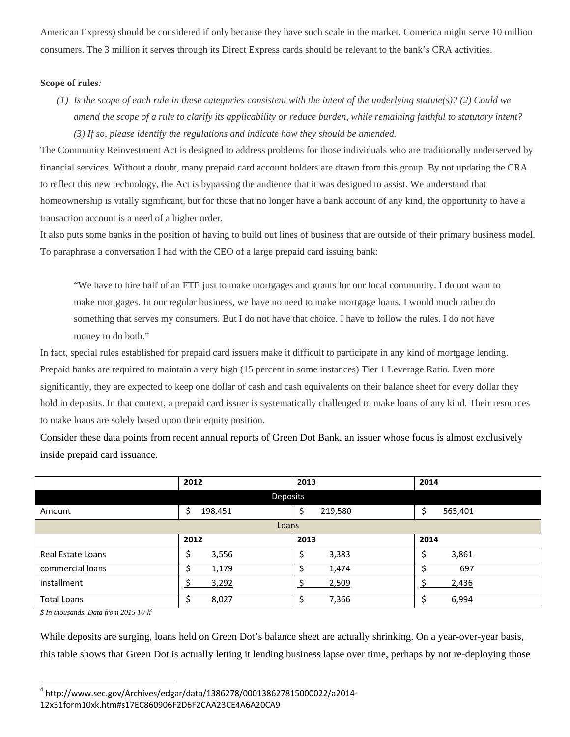American Express) should be considered if only because they have such scale in the market. Comerica might serve 10 million consumers. The 3 million it serves through its Direct Express cards should be relevant to the bank's CRA activities.

**Scope of rules***:*

*(1) Is the scope of each rule in these categories consistent with the intent of the underlying statute(s)? (2) Could we amend the scope of a rule to clarify its applicability or reduce burden, while remaining faithful to statutory intent? (3) If so, please identify the regulations and indicate how they should be amended.*

The Community Reinvestment Act is designed to address problems for those individuals who are traditionally underserved by financial services. Without a doubt, many prepaid card account holders are drawn from this group. By not updating the CRA to reflect this new technology, the Act is bypassing the audience that it was designed to assist. We understand that homeownership is vitally significant, but for those that no longer have a bank account of any kind, the opportunity to have a transaction account is a need of a higher order.

It also puts some banks in the position of having to build out lines of business that are outside of their primary business model. To paraphrase a conversation I had with the CEO of a large prepaid card issuing bank:

> "We have to hire half of an FTE just to make mortgages and grants for our local community. I do not want to make mortgages. In our regular business, we have no need to make mortgage loans. I would much rather do something that serves my consumers. But I do not have that choice. I have to follow the rules. I do not have money to do both."

In fact, special rules established for prepaid card issuers make it difficult to participate in any kind of mortgage lending. Prepaid banks are required to maintain a very high (15 percent in some instances) Tier 1 Leverage Ratio. Even more significantly, they are expected to keep one dollar of cash and cash equivalents on their balance sheet for every dollar they hold in deposits. In that context, a prepaid card issuer is systematically challenged to make loans of any kind. Their resources to make loans are solely based upon their equity position.

Consider these data points from recent annual reports of Green Dot Bank, an issuer whose focus is almost exclusively inside prepaid card issuance.

| | 2012 | 2013 | 2014 |
|---|---|---|---|
| **Deposits** | | | |
| Amount | $ 198,451 | $ 219,580 | $ 565,401 |
| **Loans** | | | |
| | **2012** | **2013** | **2014** |
| Real Estate Loans | $ 3,556 | $ 3,383 | $ 3,861 |
| commercial loans | $ 1,179 | $ 1,474 | $ 697 |
| installment | $ 3,292 | $ 2,509 | $ 2,436 |
| Total Loans | $ 8,027 | $ 7,366 | $ 6,994 |

*$ In thousands. Data from 2015 10-k*[4]

While deposits are surging, loans held on Green Dot's balance sheet are actually shrinking. On a year-over-year basis, this table shows that Green Dot is actually letting it lending business lapse over time, perhaps by not re-deploying those

[4] http://www.sec.gov/Archives/edgar/data/1386278/000138627815000022/a2014-12x31form10xk.htm#s17EC860906F2D6F2CAA23CE4A6A20CA9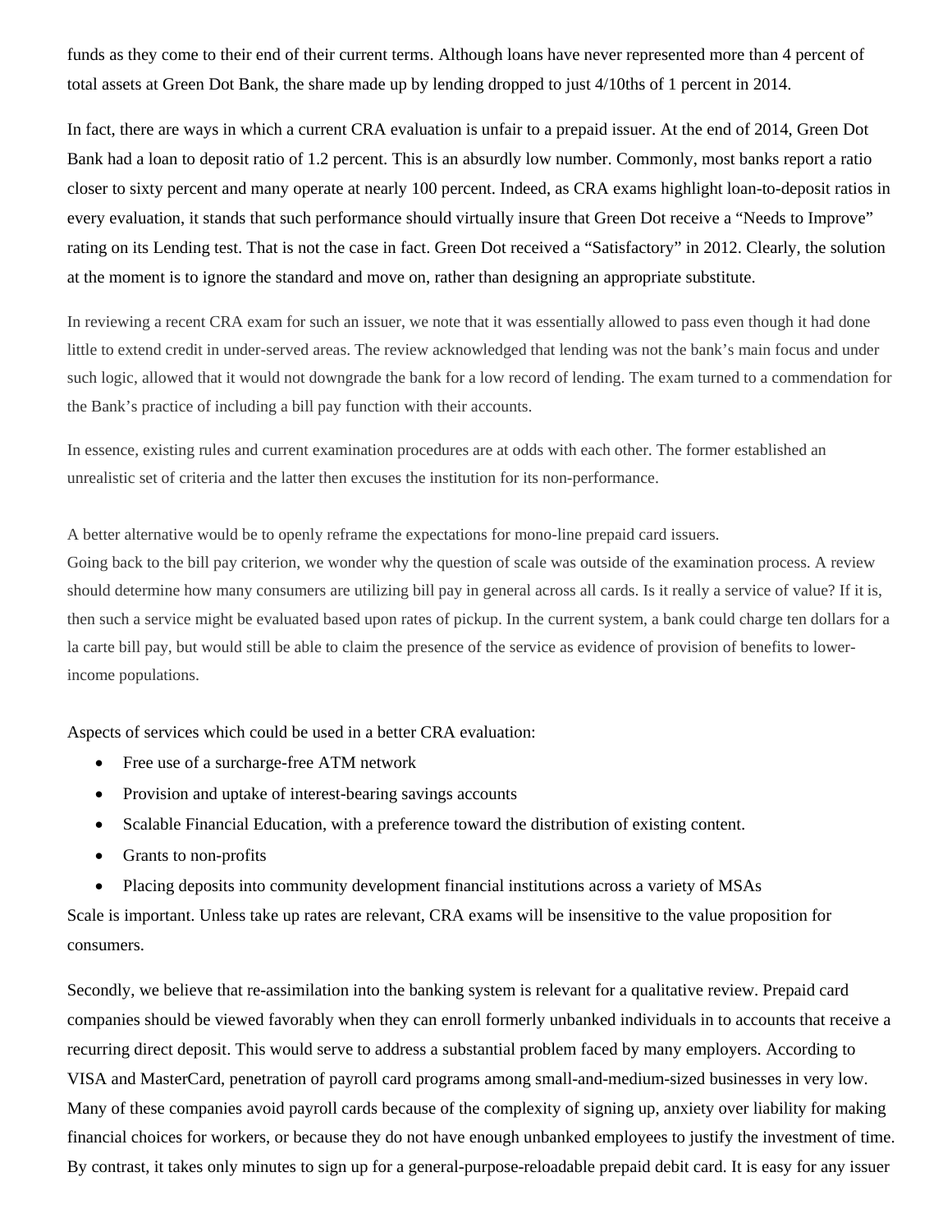funds as they come to their end of their current terms. Although loans have never represented more than 4 percent of total assets at Green Dot Bank, the share made up by lending dropped to just 4/10ths of 1 percent in 2014.

In fact, there are ways in which a current CRA evaluation is unfair to a prepaid issuer. At the end of 2014, Green Dot Bank had a loan to deposit ratio of 1.2 percent. This is an absurdly low number. Commonly, most banks report a ratio closer to sixty percent and many operate at nearly 100 percent. Indeed, as CRA exams highlight loan-to-deposit ratios in every evaluation, it stands that such performance should virtually insure that Green Dot receive a "Needs to Improve" rating on its Lending test. That is not the case in fact. Green Dot received a "Satisfactory" in 2012. Clearly, the solution at the moment is to ignore the standard and move on, rather than designing an appropriate substitute.

In reviewing a recent CRA exam for such an issuer, we note that it was essentially allowed to pass even though it had done little to extend credit in under-served areas. The review acknowledged that lending was not the bank's main focus and under such logic, allowed that it would not downgrade the bank for a low record of lending. The exam turned to a commendation for the Bank's practice of including a bill pay function with their accounts.

In essence, existing rules and current examination procedures are at odds with each other. The former established an unrealistic set of criteria and the latter then excuses the institution for its non-performance.

A better alternative would be to openly reframe the expectations for mono-line prepaid card issuers.
Going back to the bill pay criterion, we wonder why the question of scale was outside of the examination process. A review should determine how many consumers are utilizing bill pay in general across all cards. Is it really a service of value? If it is, then such a service might be evaluated based upon rates of pickup. In the current system, a bank could charge ten dollars for a la carte bill pay, but would still be able to claim the presence of the service as evidence of provision of benefits to lower-income populations.

Aspects of services which could be used in a better CRA evaluation:

- Free use of a surcharge-free ATM network
- Provision and uptake of interest-bearing savings accounts
- Scalable Financial Education, with a preference toward the distribution of existing content.
- Grants to non-profits
- Placing deposits into community development financial institutions across a variety of MSAs

Scale is important. Unless take up rates are relevant, CRA exams will be insensitive to the value proposition for consumers.

Secondly, we believe that re-assimilation into the banking system is relevant for a qualitative review. Prepaid card companies should be viewed favorably when they can enroll formerly unbanked individuals in to accounts that receive a recurring direct deposit. This would serve to address a substantial problem faced by many employers. According to VISA and MasterCard, penetration of payroll card programs among small-and-medium-sized businesses in very low. Many of these companies avoid payroll cards because of the complexity of signing up, anxiety over liability for making financial choices for workers, or because they do not have enough unbanked employees to justify the investment of time. By contrast, it takes only minutes to sign up for a general-purpose-reloadable prepaid debit card. It is easy for any issuer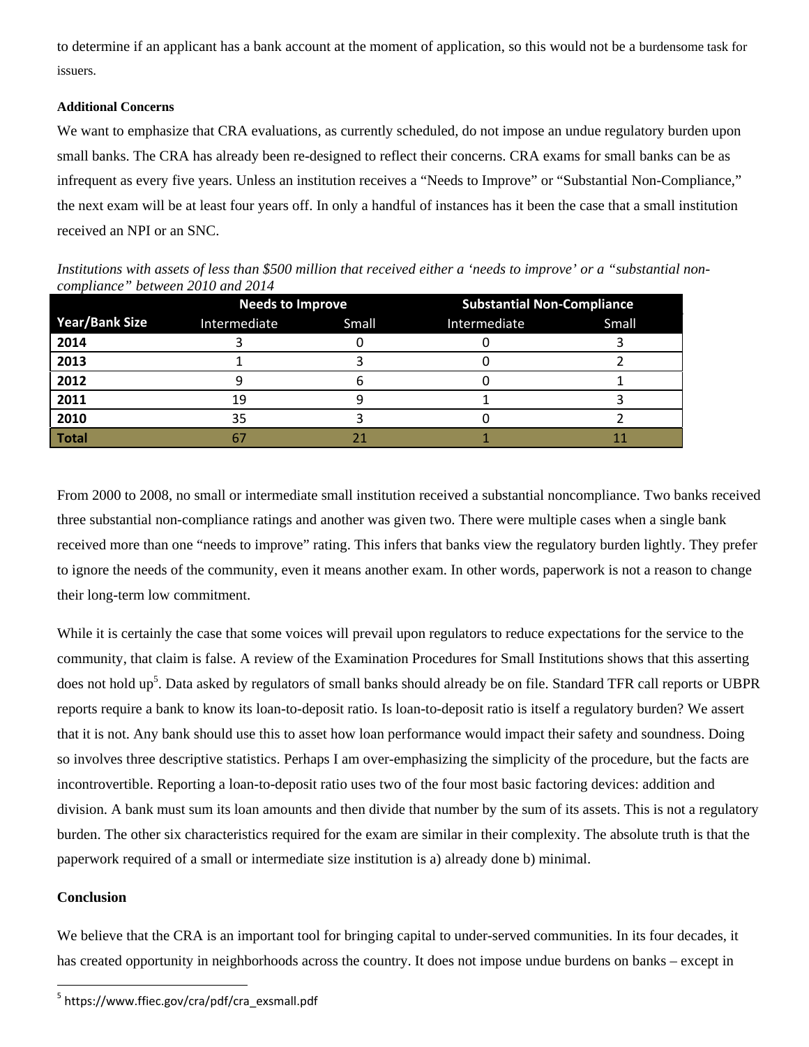to determine if an applicant has a bank account at the moment of application, so this would not be a burdensome task for issuers.

**Additional Concerns**

We want to emphasize that CRA evaluations, as currently scheduled, do not impose an undue regulatory burden upon small banks. The CRA has already been re-designed to reflect their concerns. CRA exams for small banks can be as infrequent as every five years. Unless an institution receives a "Needs to Improve" or "Substantial Non-Compliance," the next exam will be at least four years off. In only a handful of instances has it been the case that a small institution received an NPI or an SNC.

*Institutions with assets of less than $500 million that received either a 'needs to improve' or a "substantial non-compliance" between 2010 and 2014*

| | Needs to Improve | | Substantial Non-Compliance | |
|---|---|---|---|---|
| **Year/Bank Size** | Intermediate | Small | Intermediate | Small |
| **2014** | 3 | 0 | 0 | 3 |
| **2013** | 1 | 3 | 0 | 2 |
| **2012** | 9 | 6 | 0 | 1 |
| **2011** | 19 | 9 | 1 | 3 |
| **2010** | 35 | 3 | 0 | 2 |
| **Total** | 67 | 21 | 1 | 11 |

From 2000 to 2008, no small or intermediate small institution received a substantial noncompliance. Two banks received three substantial non-compliance ratings and another was given two. There were multiple cases when a single bank received more than one "needs to improve" rating. This infers that banks view the regulatory burden lightly. They prefer to ignore the needs of the community, even it means another exam. In other words, paperwork is not a reason to change their long-term low commitment.

While it is certainly the case that some voices will prevail upon regulators to reduce expectations for the service to the community, that claim is false. A review of the Examination Procedures for Small Institutions shows that this asserting does not hold up[5]. Data asked by regulators of small banks should already be on file. Standard TFR call reports or UBPR reports require a bank to know its loan-to-deposit ratio. Is loan-to-deposit ratio is itself a regulatory burden? We assert that it is not. Any bank should use this to asset how loan performance would impact their safety and soundness. Doing so involves three descriptive statistics. Perhaps I am over-emphasizing the simplicity of the procedure, but the facts are incontrovertible. Reporting a loan-to-deposit ratio uses two of the four most basic factoring devices: addition and division. A bank must sum its loan amounts and then divide that number by the sum of its assets. This is not a regulatory burden. The other six characteristics required for the exam are similar in their complexity. The absolute truth is that the paperwork required of a small or intermediate size institution is a) already done b) minimal.

**Conclusion**

We believe that the CRA is an important tool for bringing capital to under-served communities. In its four decades, it has created opportunity in neighborhoods across the country. It does not impose undue burdens on banks – except in

[5] https://www.ffiec.gov/cra/pdf/cra_exsmall.pdf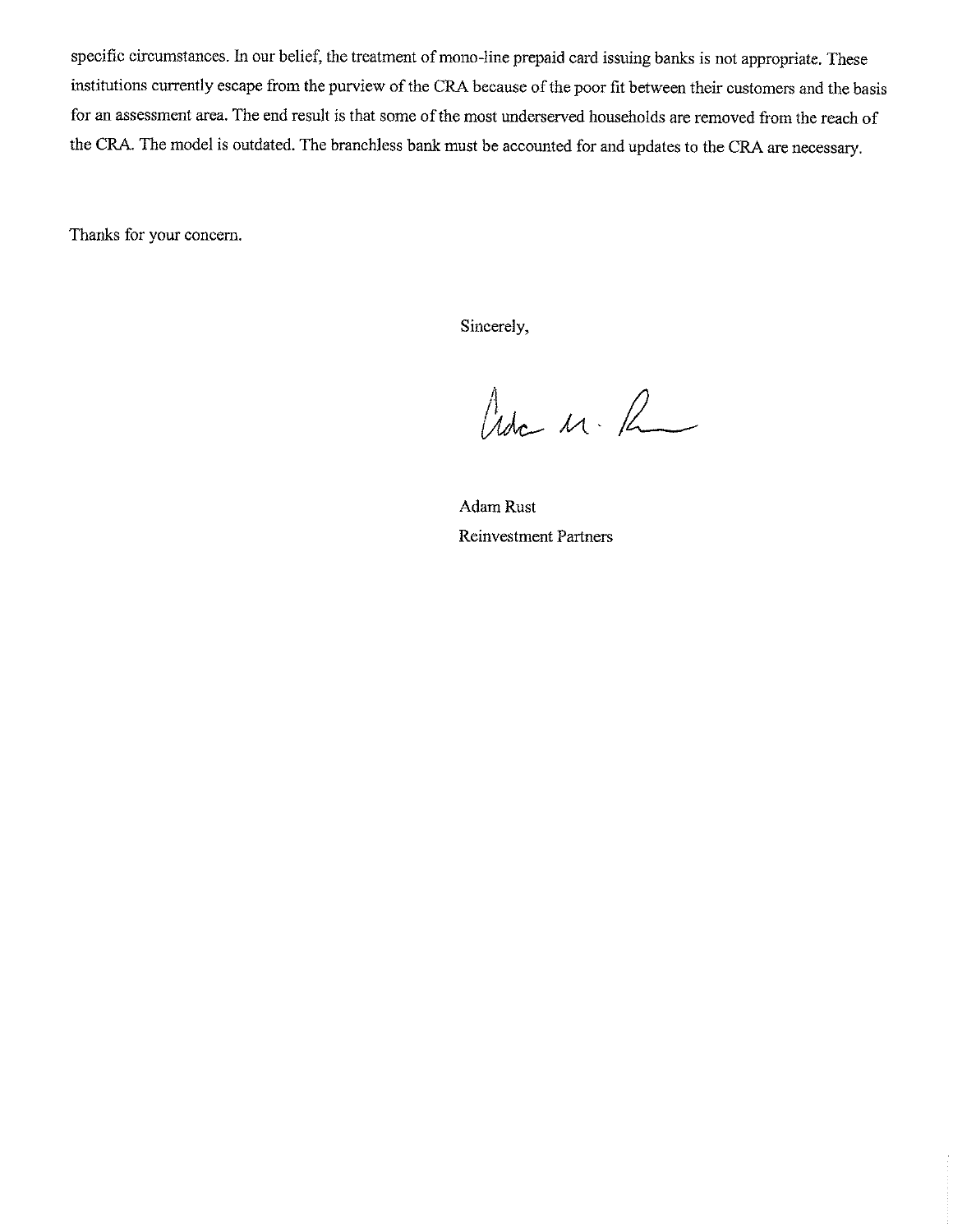specific circumstances. In our belief, the treatment of mono-line prepaid card issuing banks is not appropriate. These institutions currently escape from the purview of the CRA because of the poor fit between their customers and the basis for an assessment area. The end result is that some of the most underserved households are removed from the reach of the CRA. The model is outdated. The branchless bank must be accounted for and updates to the CRA are necessary.

Thanks for your concern.

Sincerely,

Adam Rust
Reinvestment Partners